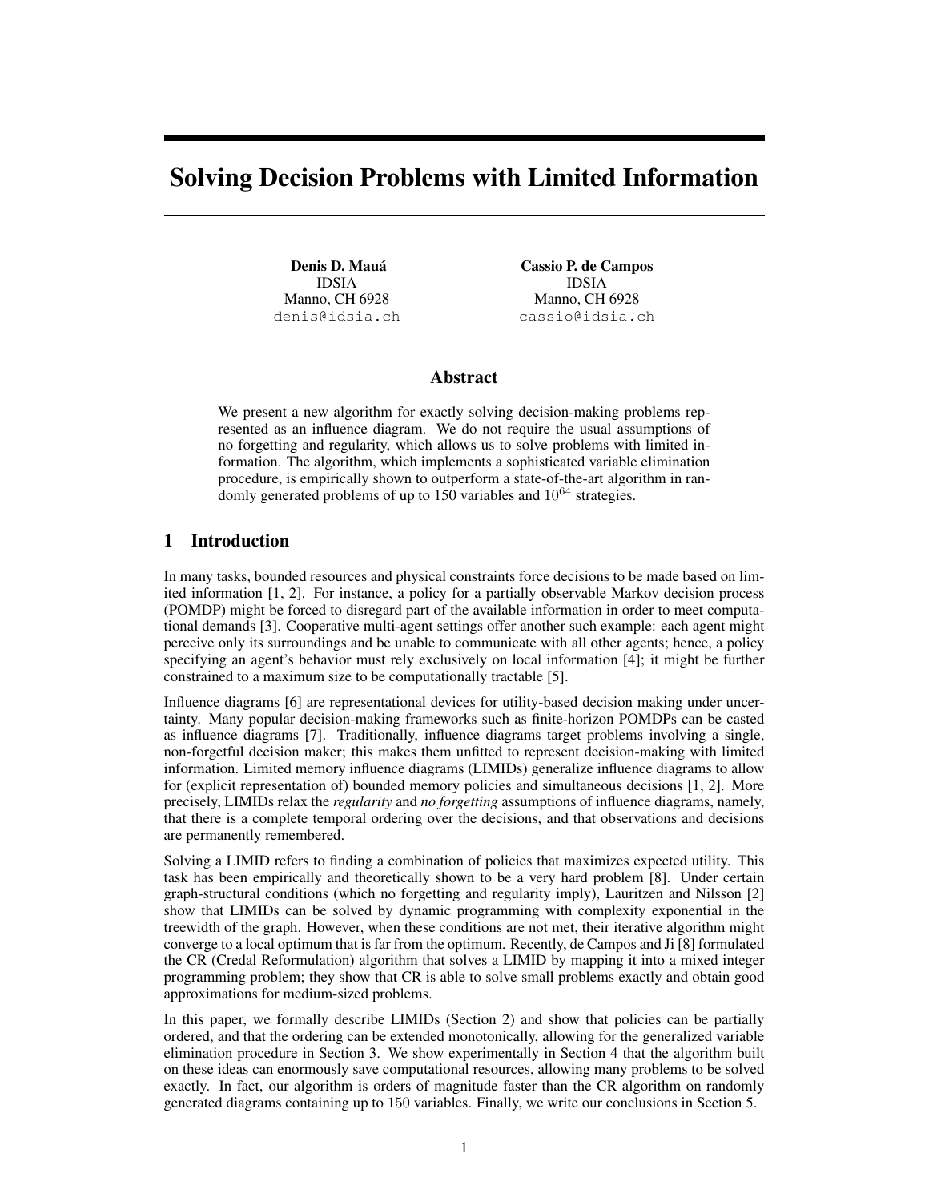# Solving Decision Problems with Limited Information

**Denis D. Mauá**
IDSIA
Manno, CH 6928
denis@idsia.ch

**Cassio P. de Campos**
IDSIA
Manno, CH 6928
cassio@idsia.ch

## Abstract

We present a new algorithm for exactly solving decision-making problems represented as an influence diagram. We do not require the usual assumptions of no forgetting and regularity, which allows us to solve problems with limited information. The algorithm, which implements a sophisticated variable elimination procedure, is empirically shown to outperform a state-of-the-art algorithm in randomly generated problems of up to 150 variables and $10^{64}$ strategies.

## 1 Introduction

In many tasks, bounded resources and physical constraints force decisions to be made based on limited information [1, 2]. For instance, a policy for a partially observable Markov decision process (POMDP) might be forced to disregard part of the available information in order to meet computational demands [3]. Cooperative multi-agent settings offer another such example: each agent might perceive only its surroundings and be unable to communicate with all other agents; hence, a policy specifying an agent's behavior must rely exclusively on local information [4]; it might be further constrained to a maximum size to be computationally tractable [5].

Influence diagrams [6] are representational devices for utility-based decision making under uncertainty. Many popular decision-making frameworks such as finite-horizon POMDPs can be casted as influence diagrams [7]. Traditionally, influence diagrams target problems involving a single, non-forgetful decision maker; this makes them unfitted to represent decision-making with limited information. Limited memory influence diagrams (LIMIDs) generalize influence diagrams to allow for (explicit representation of) bounded memory policies and simultaneous decisions [1, 2]. More precisely, LIMIDs relax the *regularity* and *no forgetting* assumptions of influence diagrams, namely, that there is a complete temporal ordering over the decisions, and that observations and decisions are permanently remembered.

Solving a LIMID refers to finding a combination of policies that maximizes expected utility. This task has been empirically and theoretically shown to be a very hard problem [8]. Under certain graph-structural conditions (which no forgetting and regularity imply), Lauritzen and Nilsson [2] show that LIMIDs can be solved by dynamic programming with complexity exponential in the treewidth of the graph. However, when these conditions are not met, their iterative algorithm might converge to a local optimum that is far from the optimum. Recently, de Campos and Ji [8] formulated the CR (Credal Reformulation) algorithm that solves a LIMID by mapping it into a mixed integer programming problem; they show that CR is able to solve small problems exactly and obtain good approximations for medium-sized problems.

In this paper, we formally describe LIMIDs (Section 2) and show that policies can be partially ordered, and that the ordering can be extended monotonically, allowing for the generalized variable elimination procedure in Section 3. We show experimentally in Section 4 that the algorithm built on these ideas can enormously save computational resources, allowing many problems to be solved exactly. In fact, our algorithm is orders of magnitude faster than the CR algorithm on randomly generated diagrams containing up to 150 variables. Finally, we write our conclusions in Section 5.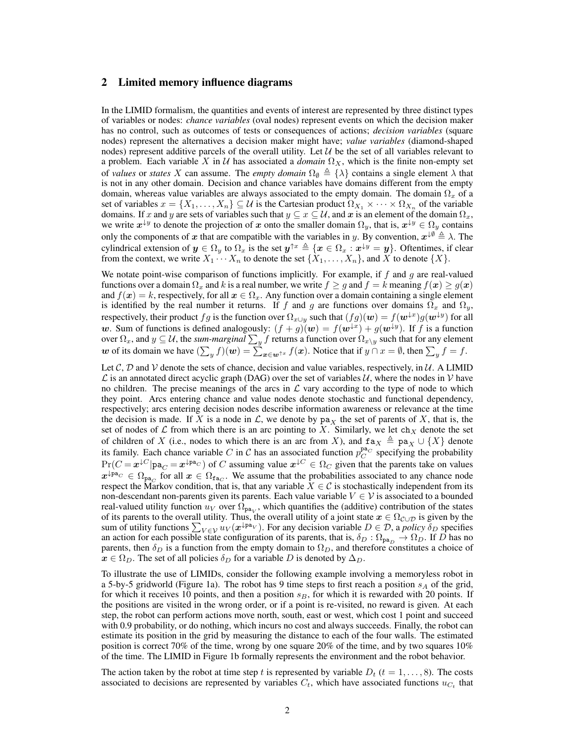## 2 Limited memory influence diagrams

In the LIMID formalism, the quantities and events of interest are represented by three distinct types of variables or nodes: *chance variables* (oval nodes) represent events on which the decision maker has no control, such as outcomes of tests or consequences of actions; *decision variables* (square nodes) represent the alternatives a decision maker might have; *value variables* (diamond-shaped nodes) represent additive parcels of the overall utility. Let $\mathcal{U}$ be the set of all variables relevant to a problem. Each variable $X$ in $\mathcal{U}$ has associated a *domain* $\Omega_X$, which is the finite non-empty set of *values* or *states* $X$ can assume. The *empty domain* $\Omega_\emptyset \triangleq \{\lambda\}$ contains a single element $\lambda$ that is not in any other domain. Decision and chance variables have domains different from the empty domain, whereas value variables are always associated to the empty domain. The domain $\Omega_x$ of a set of variables $x = \{X_1, \dots, X_n\} \subseteq \mathcal{U}$ is the Cartesian product $\Omega_{X_1} \times \cdots \times \Omega_{X_n}$ of the variable domains. If $x$ and $y$ are sets of variables such that $y \subseteq x \subseteq \mathcal{U}$, and $\boldsymbol{x}$ is an element of the domain $\Omega_x$, we write $\boldsymbol{x}^{\downarrow y}$ to denote the projection of $\boldsymbol{x}$ onto the smaller domain $\Omega_y$, that is, $\boldsymbol{x}^{\downarrow y} \in \Omega_y$ contains only the components of $\boldsymbol{x}$ that are compatible with the variables in $y$. By convention, $\boldsymbol{x}^{\downarrow \emptyset} \triangleq \lambda$. The cylindrical extension of $\boldsymbol{y} \in \Omega_y$ to $\Omega_x$ is the set $\boldsymbol{y}^{\uparrow x} \triangleq \{\boldsymbol{x} \in \Omega_x : \boldsymbol{x}^{\downarrow y} = \boldsymbol{y}\}$. Oftentimes, if clear from the context, we write $X_1 \cdots X_n$ to denote the set $\{X_1, \dots, X_n\}$, and $X$ to denote $\{X\}$.

We notate point-wise comparison of functions implicitly. For example, if $f$ and $g$ are real-valued functions over a domain $\Omega_x$ and $k$ is a real number, we write $f \geq g$ and $f = k$ meaning $f(\boldsymbol{x}) \geq g(\boldsymbol{x})$ and $f(\boldsymbol{x}) = k$, respectively, for all $\boldsymbol{x} \in \Omega_x$. Any function over a domain containing a single element is identified by the real number it returns. If $f$ and $g$ are functions over domains $\Omega_x$ and $\Omega_y$, respectively, their product $fg$ is the function over $\Omega_{x \cup y}$ such that $(fg)(\boldsymbol{w}) = f(\boldsymbol{w}^{\downarrow x})g(\boldsymbol{w}^{\downarrow y})$ for all $\boldsymbol{w}$. Sum of functions is defined analogously: $(f + g)(\boldsymbol{w}) = f(\boldsymbol{w}^{\downarrow x}) + g(\boldsymbol{w}^{\downarrow y})$. If $f$ is a function over $\Omega_x$, and $y \subseteq \mathcal{U}$, the *sum-marginal* $\sum_y f$ returns a function over $\Omega_{x \setminus y}$ such that for any element $\boldsymbol{w}$ of its domain we have $(\sum_y f)(\boldsymbol{w}) = \sum_{\boldsymbol{x} \in \boldsymbol{w}^{\uparrow x}} f(\boldsymbol{x})$. Notice that if $y \cap x = \emptyset$, then $\sum_y f = f$.

Let $\mathcal{C}$, $\mathcal{D}$ and $\mathcal{V}$ denote the sets of chance, decision and value variables, respectively, in $\mathcal{U}$. A LIMID $\mathcal{L}$ is an annotated direct acyclic graph (DAG) over the set of variables $\mathcal{U}$, where the nodes in $\mathcal{V}$ have no children. The precise meanings of the arcs in $\mathcal{L}$ vary according to the type of node to which they point. Arcs entering chance and value nodes denote stochastic and functional dependency, respectively; arcs entering decision nodes describe information awareness or relevance at the time the decision is made. If $X$ is a node in $\mathcal{L}$, we denote by $\mathtt{pa}_X$ the set of parents of $X$, that is, the set of nodes of $\mathcal{L}$ from which there is an arc pointing to $X$. Similarly, we let $\mathtt{ch}_X$ denote the set of children of $X$ (i.e., nodes to which there is an arc from $X$), and $\mathtt{fa}_X \triangleq \mathtt{pa}_X \cup \{X\}$ denote its family. Each chance variable $C$ in $\mathcal{C}$ has an associated function $p_C^{\mathtt{pa}_C}$ specifying the probability $\Pr(C = \boldsymbol{x}^{\downarrow C} | \mathtt{pa}_C = \boldsymbol{x}^{\downarrow \mathtt{pa}_C})$ of $C$ assuming value $\boldsymbol{x}^{\downarrow C} \in \Omega_C$ given that the parents take on values $\boldsymbol{x}^{\downarrow \mathtt{pa}_C} \in \Omega_{\mathtt{pa}_C}$ for all $\boldsymbol{x} \in \Omega_{\mathtt{fa}_C}$. We assume that the probabilities associated to any chance node respect the Markov condition, that is, that any variable $X \in \mathcal{C}$ is stochastically independent from its non-descendant non-parents given its parents. Each value variable $V \in \mathcal{V}$ is associated to a bounded real-valued utility function $u_V$ over $\Omega_{\mathtt{pa}_V}$, which quantifies the (additive) contribution of the states of its parents to the overall utility. Thus, the overall utility of a joint state $\boldsymbol{x} \in \Omega_{\mathcal{C} \cup \mathcal{D}}$ is given by the sum of utility functions $\sum_{V \in \mathcal{V}} u_V(\boldsymbol{x}^{\downarrow \mathtt{pa}_V})$. For any decision variable $D \in \mathcal{D}$, a *policy* $\delta_D$ specifies an action for each possible state configuration of its parents, that is, $\delta_D : \Omega_{\mathtt{pa}_D} \to \Omega_D$. If $D$ has no parents, then $\delta_D$ is a function from the empty domain to $\Omega_D$, and therefore constitutes a choice of $\boldsymbol{x} \in \Omega_D$. The set of all policies $\delta_D$ for a variable $D$ is denoted by $\Delta_D$.

To illustrate the use of LIMIDs, consider the following example involving a memoryless robot in a 5-by-5 gridworld (Figure 1a). The robot has 9 time steps to first reach a position $s_A$ of the grid, for which it receives 10 points, and then a position $s_B$, for which it is rewarded with 20 points. If the positions are visited in the wrong order, or if a point is re-visited, no reward is given. At each step, the robot can perform actions move north, south, east or west, which cost 1 point and succeed with 0.9 probability, or do nothing, which incurs no cost and always succeeds. Finally, the robot can estimate its position in the grid by measuring the distance to each of the four walls. The estimated position is correct 70% of the time, wrong by one square 20% of the time, and by two squares 10% of the time. The LIMID in Figure 1b formally represents the environment and the robot behavior.

The action taken by the robot at time step $t$ is represented by variable $D_t$ ($t = 1, \dots, 8$). The costs associated to decisions are represented by variables $C_t$, which have associated functions $u_{C_t}$ that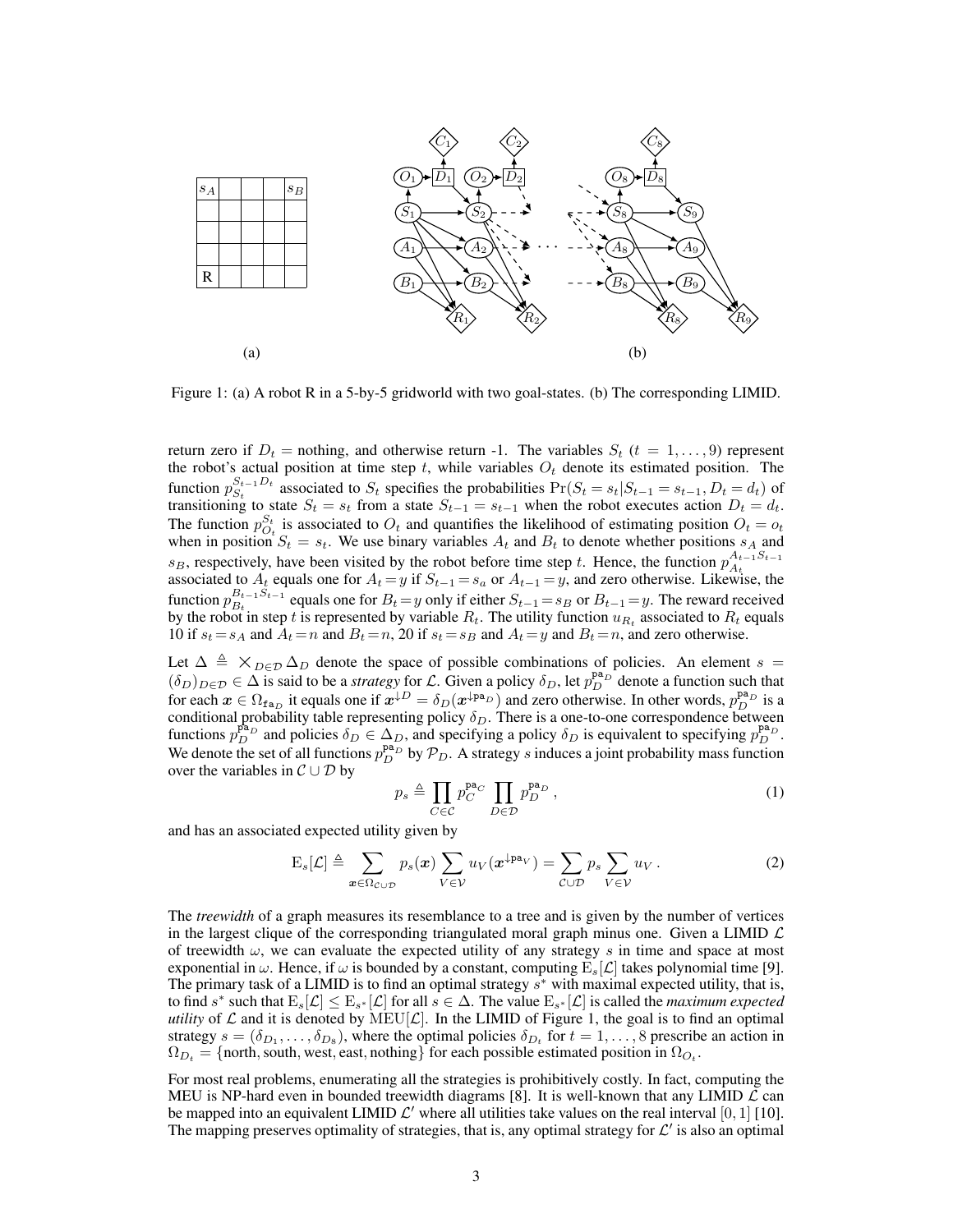Figure 1: (a) A robot R in a 5-by-5 gridworld with two goal-states. (b) The corresponding LIMID.

return zero if $D_t$ = nothing, and otherwise return -1. The variables $S_t$ ($t = 1, \ldots, 9$) represent the robot's actual position at time step $t$, while variables $O_t$ denote its estimated position. The function $p_{S_t}^{S_{t-1}D_t}$ associated to $S_t$ specifies the probabilities $\Pr(S_t = s_t | S_{t-1} = s_{t-1}, D_t = d_t)$ of transitioning to state $S_t = s_t$ from a state $S_{t-1} = s_{t-1}$ when the robot executes action $D_t = d_t$. The function $p_{O_t}^{S_t}$ is associated to $O_t$ and quantifies the likelihood of estimating position $O_t = o_t$ when in position $S_t = s_t$. We use binary variables $A_t$ and $B_t$ to denote whether positions $s_A$ and $s_B$, respectively, have been visited by the robot before time step $t$. Hence, the function $p_{A_t}^{A_{t-1}S_{t-1}}$ associated to $A_t$ equals one for $A_t = y$ if $S_{t-1} = s_a$ or $A_{t-1} = y$, and zero otherwise. Likewise, the function $p_{B_t}^{B_{t-1}S_{t-1}}$ equals one for $B_t = y$ only if either $S_{t-1} = s_B$ or $B_{t-1} = y$. The reward received by the robot in step $t$ is represented by variable $R_t$. The utility function $u_{R_t}$ associated to $R_t$ equals 10 if $s_t = s_A$ and $A_t = n$ and $B_t = n$, 20 if $s_t = s_B$ and $A_t = y$ and $B_t = n$, and zero otherwise.

Let $\Delta \triangleq \times_{D \in \mathcal{D}} \Delta_D$ denote the space of possible combinations of policies. An element $s = (\delta_D)_{D \in \mathcal{D}} \in \Delta$ is said to be a *strategy* for $\mathcal{L}$. Given a policy $\delta_D$, let $p_D^{\mathtt{pa}_D}$ denote a function such that for each $\boldsymbol{x} \in \Omega_{\mathtt{fa}_D}$ it equals one if $\boldsymbol{x}^{\downarrow D} = \delta_D(\boldsymbol{x}^{\downarrow \mathtt{pa}_D})$ and zero otherwise. In other words, $p_D^{\mathtt{pa}_D}$ is a conditional probability table representing policy $\delta_D$. There is a one-to-one correspondence between functions $p_D^{\mathtt{pa}_D}$ and policies $\delta_D \in \Delta_D$, and specifying a policy $\delta_D$ is equivalent to specifying $p_D^{\mathtt{pa}_D}$. We denote the set of all functions $p_D^{\mathtt{pa}_D}$ by $\mathcal{P}_D$. A strategy $s$ induces a joint probability mass function over the variables in $\mathcal{C} \cup \mathcal{D}$ by

$$p_s \triangleq \prod_{C \in \mathcal{C}} p_C^{\mathtt{pa}_C} \prod_{D \in \mathcal{D}} p_D^{\mathtt{pa}_D} , \tag{1}$$

and has an associated expected utility given by

$$\mathrm{E}_s[\mathcal{L}] \triangleq \sum_{\boldsymbol{x} \in \Omega_{\mathcal{C} \cup \mathcal{D}}} p_s(\boldsymbol{x}) \sum_{V \in \mathcal{V}} u_V(\boldsymbol{x}^{\downarrow \mathtt{pa}_V}) = \sum_{\mathcal{C} \cup \mathcal{D}} p_s \sum_{V \in \mathcal{V}} u_V . \tag{2}$$

The *treewidth* of a graph measures its resemblance to a tree and is given by the number of vertices in the largest clique of the corresponding triangulated moral graph minus one. Given a LIMID $\mathcal{L}$ of treewidth $\omega$, we can evaluate the expected utility of any strategy $s$ in time and space at most exponential in $\omega$. Hence, if $\omega$ is bounded by a constant, computing $\mathrm{E}_s[\mathcal{L}]$ takes polynomial time [9]. The primary task of a LIMID is to find an optimal strategy $s^*$ with maximal expected utility, that is, to find $s^*$ such that $\mathrm{E}_s[\mathcal{L}] \leq \mathrm{E}_{s^*}[\mathcal{L}]$ for all $s \in \Delta$. The value $\mathrm{E}_{s^*}[\mathcal{L}]$ is called the *maximum expected utility* of $\mathcal{L}$ and it is denoted by $\mathrm{MEU}[\mathcal{L}]$. In the LIMID of Figure 1, the goal is to find an optimal strategy $s = (\delta_{D_1}, \ldots, \delta_{D_8})$, where the optimal policies $\delta_{D_t}$ for $t = 1, \ldots, 8$ prescribe an action in $\Omega_{D_t} = \{\text{north, south, west, east, nothing}\}$ for each possible estimated position in $\Omega_{O_t}$.

For most real problems, enumerating all the strategies is prohibitively costly. In fact, computing the MEU is NP-hard even in bounded treewidth diagrams [8]. It is well-known that any LIMID $\mathcal{L}$ can be mapped into an equivalent LIMID $\mathcal{L}'$ where all utilities take values on the real interval $[0, 1]$ [10]. The mapping preserves optimality of strategies, that is, any optimal strategy for $\mathcal{L}'$ is also an optimal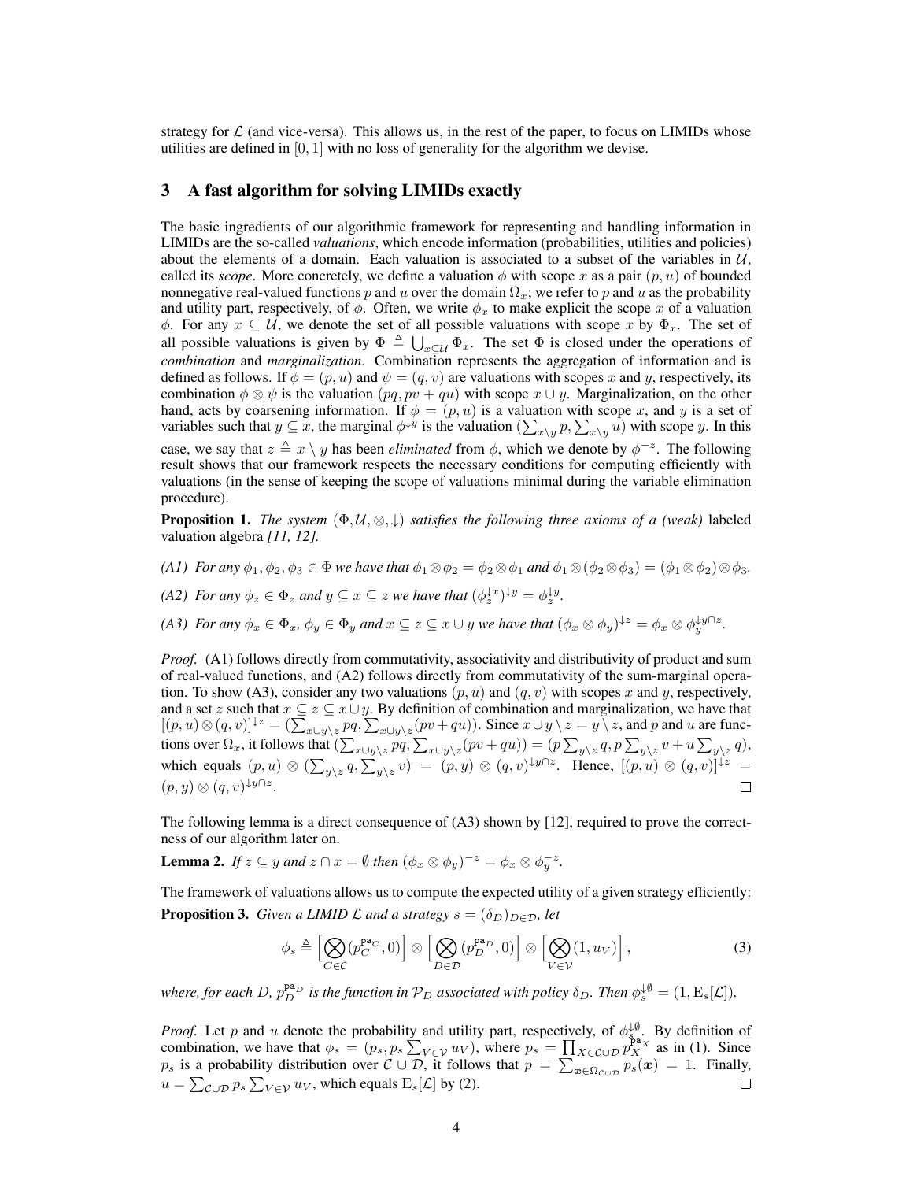strategy for $\mathcal{L}$ (and vice-versa). This allows us, in the rest of the paper, to focus on LIMIDs whose utilities are defined in $[0, 1]$ with no loss of generality for the algorithm we devise.

## 3 A fast algorithm for solving LIMIDs exactly

The basic ingredients of our algorithmic framework for representing and handling information in LIMIDs are the so-called *valuations*, which encode information (probabilities, utilities and policies) about the elements of a domain. Each valuation is associated to a subset of the variables in $\mathcal{U}$, called its *scope*. More concretely, we define a valuation $\phi$ with scope $x$ as a pair $(p, u)$ of bounded nonnegative real-valued functions $p$ and $u$ over the domain $\Omega_x$; we refer to $p$ and $u$ as the probability and utility part, respectively, of $\phi$. Often, we write $\phi_x$ to make explicit the scope $x$ of a valuation $\phi$. For any $x \subseteq \mathcal{U}$, we denote the set of all possible valuations with scope $x$ by $\Phi_x$. The set of all possible valuations is given by $\Phi \triangleq \bigcup_{x \subseteq \mathcal{U}} \Phi_x$. The set $\Phi$ is closed under the operations of *combination* and *marginalization*. Combination represents the aggregation of information and is defined as follows. If $\phi = (p, u)$ and $\psi = (q, v)$ are valuations with scopes $x$ and $y$, respectively, its combination $\phi \otimes \psi$ is the valuation $(pq, pv + qu)$ with scope $x \cup y$. Marginalization, on the other hand, acts by coarsening information. If $\phi = (p, u)$ is a valuation with scope $x$, and $y$ is a set of variables such that $y \subseteq x$, the marginal $\phi^{\downarrow y}$ is the valuation $(\sum_{x \setminus y} p, \sum_{x \setminus y} u)$ with scope $y$. In this case, we say that $z \triangleq x \setminus y$ has been *eliminated* from $\phi$, which we denote by $\phi^{-z}$. The following result shows that our framework respects the necessary conditions for computing efficiently with valuations (in the sense of keeping the scope of valuations minimal during the variable elimination procedure).

**Proposition 1.** *The system $(\Phi, \mathcal{U}, \otimes, \downarrow)$ satisfies the following three axioms of a (weak) labeled valuation algebra [11, 12].*

*(A1) For any $\phi_1, \phi_2, \phi_3 \in \Phi$ we have that $\phi_1 \otimes \phi_2 = \phi_2 \otimes \phi_1$ and $\phi_1 \otimes (\phi_2 \otimes \phi_3) = (\phi_1 \otimes \phi_2) \otimes \phi_3$.*

*(A2) For any $\phi_z \in \Phi_z$ and $y \subseteq x \subseteq z$ we have that $(\phi_z^{\downarrow x})^{\downarrow y} = \phi_z^{\downarrow y}$.*

*(A3) For any $\phi_x \in \Phi_x$, $\phi_y \in \Phi_y$ and $x \subseteq z \subseteq x \cup y$ we have that $(\phi_x \otimes \phi_y)^{\downarrow z} = \phi_x \otimes \phi_y^{\downarrow y \cap z}$.*

*Proof.* (A1) follows directly from commutativity, associativity and distributivity of product and sum of real-valued functions, and (A2) follows directly from commutativity of the sum-marginal operation. To show (A3), consider any two valuations $(p, u)$ and $(q, v)$ with scopes $x$ and $y$, respectively, and a set $z$ such that $x \subseteq z \subseteq x \cup y$. By definition of combination and marginalization, we have that $[(p, u) \otimes (q, v)]^{\downarrow z} = (\sum_{x \cup y \setminus z} pq, \sum_{x \cup y \setminus z}(pv + qu))$. Since $x \cup y \setminus z = y \setminus z$, and $p$ and $u$ are functions over $\Omega_x$, it follows that $(\sum_{x \cup y \setminus z} pq, \sum_{x \cup y \setminus z}(pv + qu)) = (p \sum_{y \setminus z} q, p \sum_{y \setminus z} v + u \sum_{y \setminus z} q)$, which equals $(p, u) \otimes (\sum_{y \setminus z} q, \sum_{y \setminus z} v) = (p, y) \otimes (q, v)^{\downarrow y \cap z}$. Hence, $[(p, u) \otimes (q, v)]^{\downarrow z} = (p, y) \otimes (q, v)^{\downarrow y \cap z}$. $\square$

The following lemma is a direct consequence of (A3) shown by [12], required to prove the correctness of our algorithm later on.

**Lemma 2.** *If $z \subseteq y$ and $z \cap x = \emptyset$ then $(\phi_x \otimes \phi_y)^{-z} = \phi_x \otimes \phi_y^{-z}$.*

The framework of valuations allows us to compute the expected utility of a given strategy efficiently:

**Proposition 3.** *Given a LIMID $\mathcal{L}$ and a strategy $s = (\delta_D)_{D \in \mathcal{D}}$, let*

$$\phi_s \triangleq \Big[\bigotimes_{C \in \mathcal{C}} (p_C^{\text{pa}_C}, 0)\Big] \otimes \Big[\bigotimes_{D \in \mathcal{D}} (p_D^{\text{pa}_D}, 0)\Big] \otimes \Big[\bigotimes_{V \in \mathcal{V}} (1, u_V)\Big], \tag{3}$$

*where, for each $D$, $p_D^{\text{pa}_D}$ is the function in $\mathcal{P}_D$ associated with policy $\delta_D$. Then $\phi_s^{\downarrow \emptyset} = (1, \mathrm{E}_s[\mathcal{L}])$.*

*Proof.* Let $p$ and $u$ denote the probability and utility part, respectively, of $\phi_s^{\downarrow \emptyset}$. By definition of combination, we have that $\phi_s = (p_s, p_s \sum_{V \in \mathcal{V}} u_V)$, where $p_s = \prod_{X \in \mathcal{C} \cup \mathcal{D}} p_X^{\text{pa}_X}$ as in (1). Since $p_s$ is a probability distribution over $\mathcal{C} \cup \mathcal{D}$, it follows that $p = \sum_{\boldsymbol{x} \in \Omega_{\mathcal{C} \cup \mathcal{D}}} p_s(\boldsymbol{x}) = 1$. Finally, $u = \sum_{\mathcal{C} \cup \mathcal{D}} p_s \sum_{V \in \mathcal{V}} u_V$, which equals $\mathrm{E}_s[\mathcal{L}]$ by (2). $\square$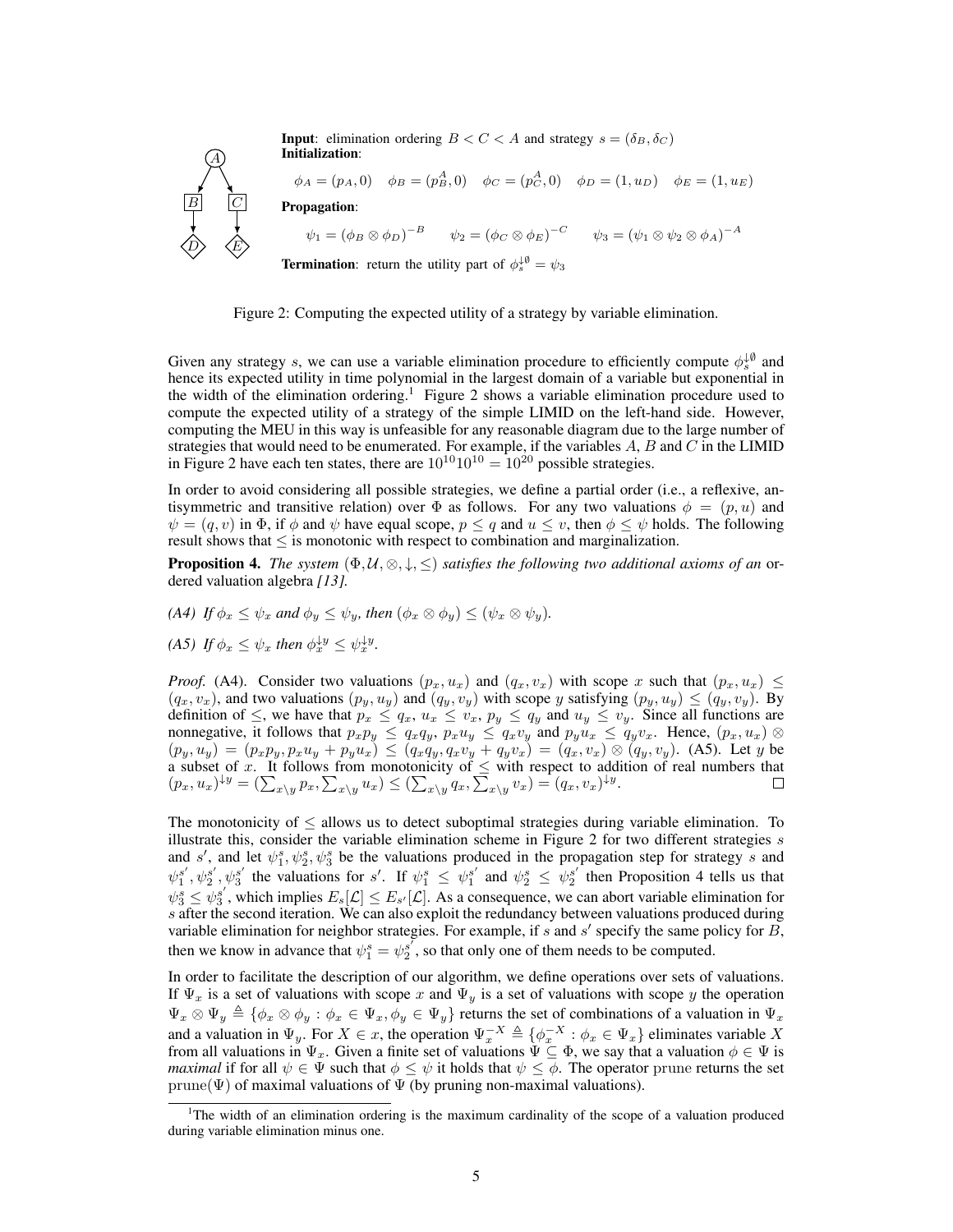**Input**: elimination ordering $B < C < A$ and strategy $s = (\delta_B, \delta_C)$
**Initialization**:

$$\phi_A = (p_A, 0) \quad \phi_B = (p_B^A, 0) \quad \phi_C = (p_C^A, 0) \quad \phi_D = (1, u_D) \quad \phi_E = (1, u_E)$$

**Propagation**:

$$\psi_1 = (\phi_B \otimes \phi_D)^{-B} \qquad \psi_2 = (\phi_C \otimes \phi_E)^{-C} \qquad \psi_3 = (\psi_1 \otimes \psi_2 \otimes \phi_A)^{-A}$$

**Termination**: return the utility part of $\phi_s^{\downarrow\emptyset} = \psi_3$

Figure 2: Computing the expected utility of a strategy by variable elimination.

Given any strategy $s$, we can use a variable elimination procedure to efficiently compute $\phi_s^{\downarrow\emptyset}$ and hence its expected utility in time polynomial in the largest domain of a variable but exponential in the width of the elimination ordering.[1] Figure 2 shows a variable elimination procedure used to compute the expected utility of a strategy of the simple LIMID on the left-hand side. However, computing the MEU in this way is unfeasible for any reasonable diagram due to the large number of strategies that would need to be enumerated. For example, if the variables $A$, $B$ and $C$ in the LIMID in Figure 2 have each ten states, there are $10^{10}10^{10} = 10^{20}$ possible strategies.

In order to avoid considering all possible strategies, we define a partial order (i.e., a reflexive, antisymmetric and transitive relation) over $\Phi$ as follows. For any two valuations $\phi = (p, u)$ and $\psi = (q, v)$ in $\Phi$, if $\phi$ and $\psi$ have equal scope, $p \le q$ and $u \le v$, then $\phi \le \psi$ holds. The following result shows that $\le$ is monotonic with respect to combination and marginalization.

**Proposition 4.** *The system $(\Phi, \mathcal{U}, \otimes, \downarrow, \le)$ satisfies the following two additional axioms of an* ordered valuation algebra *[13].*

*(A4) If $\phi_x \le \psi_x$ and $\phi_y \le \psi_y$, then $(\phi_x \otimes \phi_y) \le (\psi_x \otimes \psi_y)$.*

*(A5) If $\phi_x \le \psi_x$ then $\phi_x^{\downarrow y} \le \psi_x^{\downarrow y}$.*

*Proof.* (A4). Consider two valuations $(p_x, u_x)$ and $(q_x, v_x)$ with scope $x$ such that $(p_x, u_x) \le (q_x, v_x)$, and two valuations $(p_y, u_y)$ and $(q_y, v_y)$ with scope $y$ satisfying $(p_y, u_y) \le (q_y, v_y)$. By definition of $\le$, we have that $p_x \le q_x$, $u_x \le v_x$, $p_y \le q_y$ and $u_y \le v_y$. Since all functions are nonnegative, it follows that $p_x p_y \le q_x q_y$, $p_x u_y \le q_x v_y$ and $p_y u_x \le q_y v_x$. Hence, $(p_x, u_x) \otimes (p_y, u_y) = (p_x p_y, p_x u_y + p_y u_x) \le (q_x q_y, q_x v_y + q_y v_x) = (q_x, v_x) \otimes (q_y, v_y)$. (A5). Let $y$ be a subset of $x$. It follows from monotonicity of $\le$ with respect to addition of real numbers that $(p_x, u_x)^{\downarrow y} = (\sum_{x \setminus y} p_x, \sum_{x \setminus y} u_x) \le (\sum_{x \setminus y} q_x, \sum_{x \setminus y} v_x) = (q_x, v_x)^{\downarrow y}$. □

The monotonicity of $\le$ allows us to detect suboptimal strategies during variable elimination. To illustrate this, consider the variable elimination scheme in Figure 2 for two different strategies $s$ and $s'$, and let $\psi_1^s, \psi_2^s, \psi_3^s$ be the valuations produced in the propagation step for strategy $s$ and $\psi_1^{s'}, \psi_2^{s'}, \psi_3^{s'}$ the valuations for $s'$. If $\psi_1^s \le \psi_1^{s'}$ and $\psi_2^s \le \psi_2^{s'}$ then Proposition 4 tells us that $\psi_3^s \le \psi_3^{s'}$, which implies $E_s[\mathcal{L}] \le E_{s'}[\mathcal{L}]$. As a consequence, we can abort variable elimination for $s$ after the second iteration. We can also exploit the redundancy between valuations produced during variable elimination for neighbor strategies. For example, if $s$ and $s'$ specify the same policy for $B$, then we know in advance that $\psi_1^s = \psi_2^{s'}$, so that only one of them needs to be computed.

In order to facilitate the description of our algorithm, we define operations over sets of valuations. If $\Psi_x$ is a set of valuations with scope $x$ and $\Psi_y$ is a set of valuations with scope $y$ the operation $\Psi_x \otimes \Psi_y \triangleq \{\phi_x \otimes \phi_y : \phi_x \in \Psi_x, \phi_y \in \Psi_y\}$ returns the set of combinations of a valuation in $\Psi_x$ and a valuation in $\Psi_y$. For $X \in x$, the operation $\Psi_x^{-X} \triangleq \{\phi_x^{-X} : \phi_x \in \Psi_x\}$ eliminates variable $X$ from all valuations in $\Psi_x$. Given a finite set of valuations $\Psi \subseteq \Phi$, we say that a valuation $\phi \in \Psi$ is *maximal* if for all $\psi \in \Psi$ such that $\phi \le \psi$ it holds that $\psi \le \phi$. The operator prune returns the set $\text{prune}(\Psi)$ of maximal valuations of $\Psi$ (by pruning non-maximal valuations).

[1] The width of an elimination ordering is the maximum cardinality of the scope of a valuation produced during variable elimination minus one.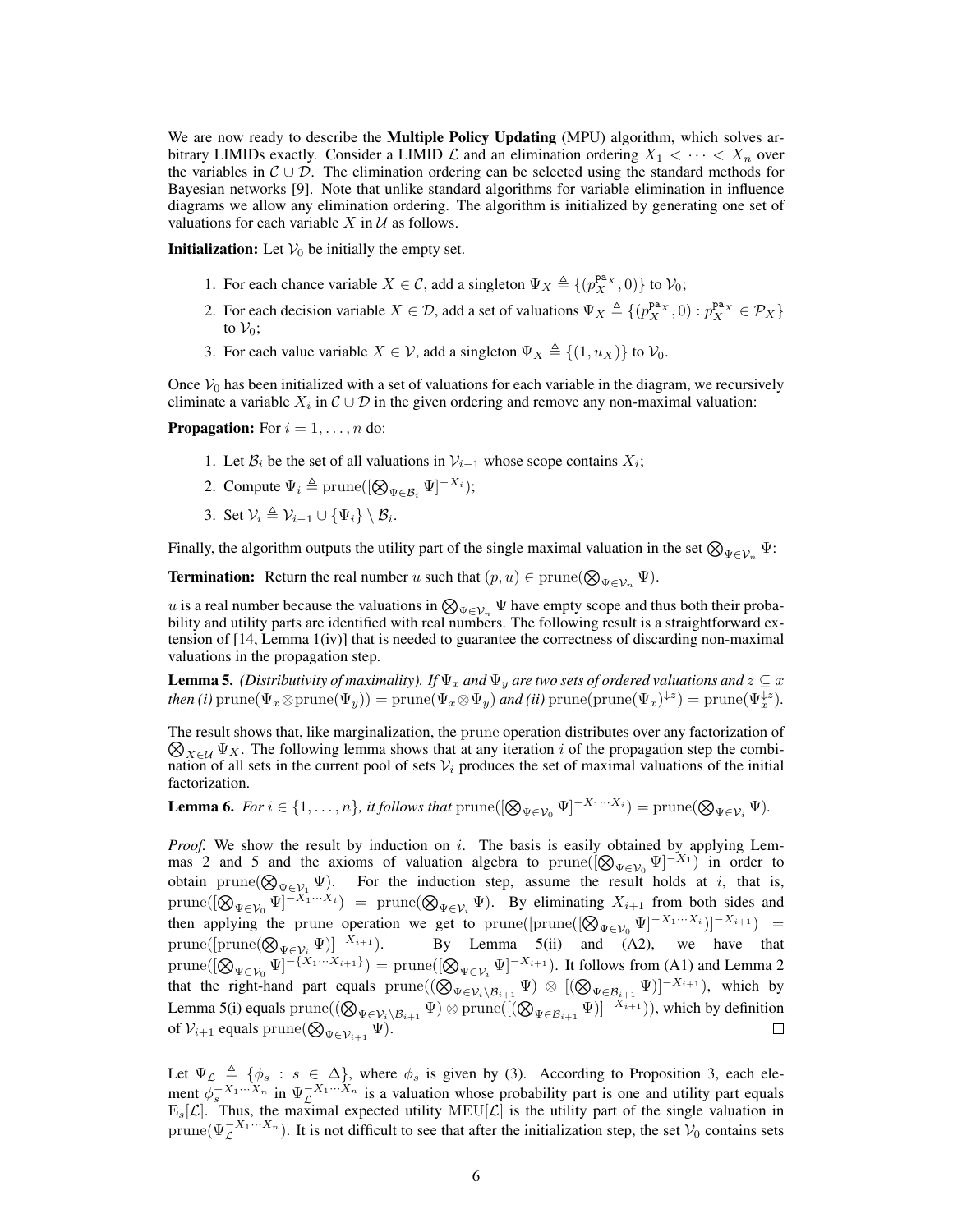We are now ready to describe the **Multiple Policy Updating** (MPU) algorithm, which solves arbitrary LIMIDs exactly. Consider a LIMID $\mathcal{L}$ and an elimination ordering $X_1 < \cdots < X_n$ over the variables in $\mathcal{C} \cup \mathcal{D}$. The elimination ordering can be selected using the standard methods for Bayesian networks [9]. Note that unlike standard algorithms for variable elimination in influence diagrams we allow any elimination ordering. The algorithm is initialized by generating one set of valuations for each variable $X$ in $\mathcal{U}$ as follows.

**Initialization:** Let $\mathcal{V}_0$ be initially the empty set.

1. For each chance variable $X \in \mathcal{C}$, add a singleton $\Psi_X \triangleq \{(p_X^{\mathtt{pa}_X}, 0)\}$ to $\mathcal{V}_0$;
2. For each decision variable $X \in \mathcal{D}$, add a set of valuations $\Psi_X \triangleq \{(p_X^{\mathtt{pa}_X}, 0) : p_X^{\mathtt{pa}_X} \in \mathcal{P}_X\}$ to $\mathcal{V}_0$;
3. For each value variable $X \in \mathcal{V}$, add a singleton $\Psi_X \triangleq \{(1, u_X)\}$ to $\mathcal{V}_0$.

Once $\mathcal{V}_0$ has been initialized with a set of valuations for each variable in the diagram, we recursively eliminate a variable $X_i$ in $\mathcal{C} \cup \mathcal{D}$ in the given ordering and remove any non-maximal valuation:

**Propagation:** For $i = 1, \ldots, n$ do:

1. Let $\mathcal{B}_i$ be the set of all valuations in $\mathcal{V}_{i-1}$ whose scope contains $X_i$;
2. Compute $\Psi_i \triangleq \operatorname{prune}([\bigotimes_{\Psi \in \mathcal{B}_i} \Psi]^{-X_i})$;
3. Set $\mathcal{V}_i \triangleq \mathcal{V}_{i-1} \cup \{\Psi_i\} \setminus \mathcal{B}_i$.

Finally, the algorithm outputs the utility part of the single maximal valuation in the set $\bigotimes_{\Psi \in \mathcal{V}_n} \Psi$:

**Termination:** Return the real number $u$ such that $(p, u) \in \operatorname{prune}(\bigotimes_{\Psi \in \mathcal{V}_n} \Psi)$.

$u$ is a real number because the valuations in $\bigotimes_{\Psi \in \mathcal{V}_n} \Psi$ have empty scope and thus both their probability and utility parts are identified with real numbers. The following result is a straightforward extension of [14, Lemma 1(iv)] that is needed to guarantee the correctness of discarding non-maximal valuations in the propagation step.

**Lemma 5.** *(Distributivity of maximality). If $\Psi_x$ and $\Psi_y$ are two sets of ordered valuations and $z \subseteq x$ then (i) $\operatorname{prune}(\Psi_x \otimes \operatorname{prune}(\Psi_y)) = \operatorname{prune}(\Psi_x \otimes \Psi_y)$ and (ii) $\operatorname{prune}(\operatorname{prune}(\Psi_x)^{\downarrow z}) = \operatorname{prune}(\Psi_x^{\downarrow z})$.*

The result shows that, like marginalization, the prune operation distributes over any factorization of $\bigotimes_{X \in \mathcal{U}} \Psi_X$. The following lemma shows that at any iteration $i$ of the propagation step the combination of all sets in the current pool of sets $\mathcal{V}_i$ produces the set of maximal valuations of the initial factorization.

**Lemma 6.** *For $i \in \{1, \ldots, n\}$, it follows that $\operatorname{prune}([\bigotimes_{\Psi \in \mathcal{V}_0} \Psi]^{-X_1 \cdots X_i}) = \operatorname{prune}(\bigotimes_{\Psi \in \mathcal{V}_i} \Psi)$.*

*Proof.* We show the result by induction on $i$. The basis is easily obtained by applying Lemmas 2 and 5 and the axioms of valuation algebra to $\operatorname{prune}([\bigotimes_{\Psi \in \mathcal{V}_0} \Psi]^{-X_1})$ in order to obtain $\operatorname{prune}(\bigotimes_{\Psi \in \mathcal{V}_1} \Psi)$. For the induction step, assume the result holds at $i$, that is, $\operatorname{prune}([\bigotimes_{\Psi \in \mathcal{V}_0} \Psi]^{-X_1 \cdots X_i}) = \operatorname{prune}(\bigotimes_{\Psi \in \mathcal{V}_i} \Psi)$. By eliminating $X_{i+1}$ from both sides and then applying the prune operation we get to $\operatorname{prune}([\operatorname{prune}([\bigotimes_{\Psi \in \mathcal{V}_0} \Psi]^{-X_1 \cdots X_i})]^{-X_{i+1}}) = \operatorname{prune}([\operatorname{prune}(\bigotimes_{\Psi \in \mathcal{V}_i} \Psi)]^{-X_{i+1}})$. By Lemma 5(ii) and (A2), we have that $\operatorname{prune}([\bigotimes_{\Psi \in \mathcal{V}_0} \Psi]^{-\{X_1 \cdots X_{i+1}\}}) = \operatorname{prune}([\bigotimes_{\Psi \in \mathcal{V}_i} \Psi]^{-X_{i+1}})$. It follows from (A1) and Lemma 2 that the right-hand part equals $\operatorname{prune}((\bigotimes_{\Psi \in \mathcal{V}_i \setminus \mathcal{B}_{i+1}} \Psi) \otimes [(\bigotimes_{\Psi \in \mathcal{B}_{i+1}} \Psi)]^{-X_{i+1}})$, which by Lemma 5(i) equals $\operatorname{prune}((\bigotimes_{\Psi \in \mathcal{V}_i \setminus \mathcal{B}_{i+1}} \Psi) \otimes \operatorname{prune}([(\bigotimes_{\Psi \in \mathcal{B}_{i+1}} \Psi)]^{-X_{i+1}}))$, which by definition of $\mathcal{V}_{i+1}$ equals $\operatorname{prune}(\bigotimes_{\Psi \in \mathcal{V}_{i+1}} \Psi)$. $\square$

Let $\Psi_{\mathcal{L}} \triangleq \{\phi_s : s \in \Delta\}$, where $\phi_s$ is given by (3). According to Proposition 3, each element $\phi_s^{-X_1 \cdots X_n}$ in $\Psi_{\mathcal{L}}^{-X_1 \cdots X_n}$ is a valuation whose probability part is one and utility part equals $\mathrm{E}_s[\mathcal{L}]$. Thus, the maximal expected utility $\mathrm{MEU}[\mathcal{L}]$ is the utility part of the single valuation in $\operatorname{prune}(\Psi_{\mathcal{L}}^{-X_1 \cdots X_n})$. It is not difficult to see that after the initialization step, the set $\mathcal{V}_0$ contains sets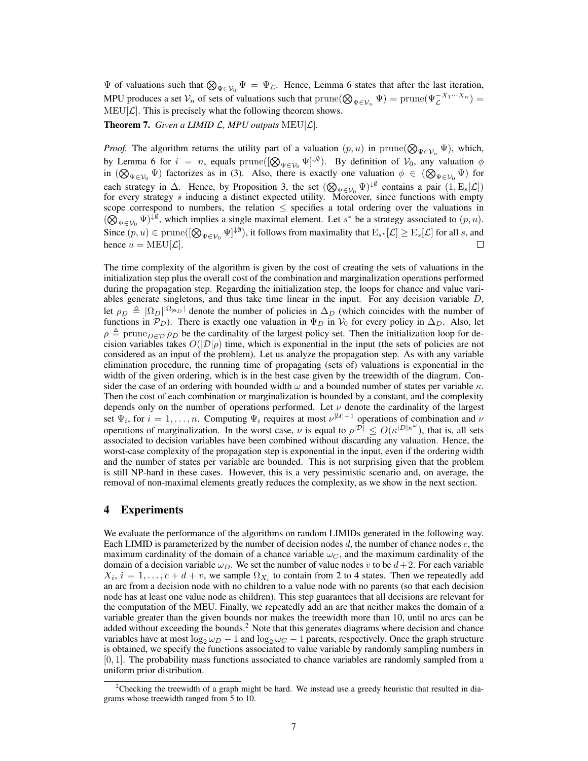$\Psi$ of valuations such that $\bigotimes_{\Psi \in \mathcal{V}_0} \Psi = \Psi_{\mathcal{L}}$. Hence, Lemma 6 states that after the last iteration, MPU produces a set $\mathcal{V}_n$ of sets of valuations such that $\operatorname{prune}(\bigotimes_{\Psi \in \mathcal{V}_n} \Psi) = \operatorname{prune}(\Psi_{\mathcal{L}}^{-X_1 \cdots X_n}) = \operatorname{MEU}[\mathcal{L}]$. This is precisely what the following theorem shows.

**Theorem 7.** *Given a LIMID $\mathcal{L}$, MPU outputs* $\operatorname{MEU}[\mathcal{L}]$*.*

*Proof.* The algorithm returns the utility part of a valuation $(p, u)$ in $\operatorname{prune}(\bigotimes_{\Psi \in \mathcal{V}_n} \Psi)$, which, by Lemma 6 for $i = n$, equals $\operatorname{prune}([\bigotimes_{\Psi \in \mathcal{V}_0} \Psi]^{\downarrow \emptyset})$. By definition of $\mathcal{V}_0$, any valuation $\phi$ in $(\bigotimes_{\Psi \in \mathcal{V}_0} \Psi)$ factorizes as in (3). Also, there is exactly one valuation $\phi \in (\bigotimes_{\Psi \in \mathcal{V}_0} \Psi)$ for each strategy in $\Delta$. Hence, by Proposition 3, the set $(\bigotimes_{\Psi \in \mathcal{V}_0} \Psi)^{\downarrow \emptyset}$ contains a pair $(1, \operatorname{E}_s[\mathcal{L}])$ for every strategy $s$ inducing a distinct expected utility. Moreover, since functions with empty scope correspond to numbers, the relation $\leq$ specifies a total ordering over the valuations in $(\bigotimes_{\Psi \in \mathcal{V}_0} \Psi)^{\downarrow \emptyset}$, which implies a single maximal element. Let $s^*$ be a strategy associated to $(p, u)$. Since $(p, u) \in \operatorname{prune}([\bigotimes_{\Psi \in \mathcal{V}_0} \Psi]^{\downarrow \emptyset})$, it follows from maximality that $\operatorname{E}_{s^*}[\mathcal{L}] \geq \operatorname{E}_s[\mathcal{L}]$ for all $s$, and hence $u = \operatorname{MEU}[\mathcal{L}]$. □

The time complexity of the algorithm is given by the cost of creating the sets of valuations in the initialization step plus the overall cost of the combination and marginalization operations performed during the propagation step. Regarding the initialization step, the loops for chance and value variables generate singletons, and thus take time linear in the input. For any decision variable $D$, let $\rho_D \triangleq |\Omega_D|^{|\Omega_{\text{pa}_D}|}$ denote the number of policies in $\Delta_D$ (which coincides with the number of functions in $\mathcal{P}_D$). There is exactly one valuation in $\Psi_D$ in $\mathcal{V}_0$ for every policy in $\Delta_D$. Also, let $\rho \triangleq \operatorname{prune}_{D \in \mathcal{D}} \rho_D$ be the cardinality of the largest policy set. Then the initialization loop for decision variables takes $O(|\mathcal{D}|\rho)$ time, which is exponential in the input (the sets of policies are not considered as an input of the problem). Let us analyze the propagation step. As with any variable elimination procedure, the running time of propagating (sets of) valuations is exponential in the width of the given ordering, which is in the best case given by the treewidth of the diagram. Consider the case of an ordering with bounded width $\omega$ and a bounded number of states per variable $\kappa$. Then the cost of each combination or marginalization is bounded by a constant, and the complexity depends only on the number of operations performed. Let $\nu$ denote the cardinality of the largest set $\Psi_i$, for $i = 1, \ldots, n$. Computing $\Psi_i$ requires at most $\nu^{|\mathcal{U}|-1}$ operations of combination and $\nu$ operations of marginalization. In the worst case, $\nu$ is equal to $\rho^{|\mathcal{D}|} \leq O(\kappa^{|D|\kappa^{\omega}})$, that is, all sets associated to decision variables have been combined without discarding any valuation. Hence, the worst-case complexity of the propagation step is exponential in the input, even if the ordering width and the number of states per variable are bounded. This is not surprising given that the problem is still NP-hard in these cases. However, this is a very pessimistic scenario and, on average, the removal of non-maximal elements greatly reduces the complexity, as we show in the next section.

## 4 Experiments

We evaluate the performance of the algorithms on random LIMIDs generated in the following way. Each LIMID is parameterized by the number of decision nodes $d$, the number of chance nodes $c$, the maximum cardinality of the domain of a chance variable $\omega_C$, and the maximum cardinality of the domain of a decision variable $\omega_D$. We set the number of value nodes $v$ to be $d+2$. For each variable $X_i$, $i = 1, \ldots, c + d + v$, we sample $\Omega_{X_i}$ to contain from 2 to 4 states. Then we repeatedly add an arc from a decision node with no children to a value node with no parents (so that each decision node has at least one value node as children). This step guarantees that all decisions are relevant for the computation of the MEU. Finally, we repeatedly add an arc that neither makes the domain of a variable greater than the given bounds nor makes the treewidth more than 10, until no arcs can be added without exceeding the bounds.[2] Note that this generates diagrams where decision and chance variables have at most $\log_2 \omega_D - 1$ and $\log_2 \omega_C - 1$ parents, respectively. Once the graph structure is obtained, we specify the functions associated to value variable by randomly sampling numbers in $[0, 1]$. The probability mass functions associated to chance variables are randomly sampled from a uniform prior distribution.

[2] Checking the treewidth of a graph might be hard. We instead use a greedy heuristic that resulted in diagrams whose treewidth ranged from 5 to 10.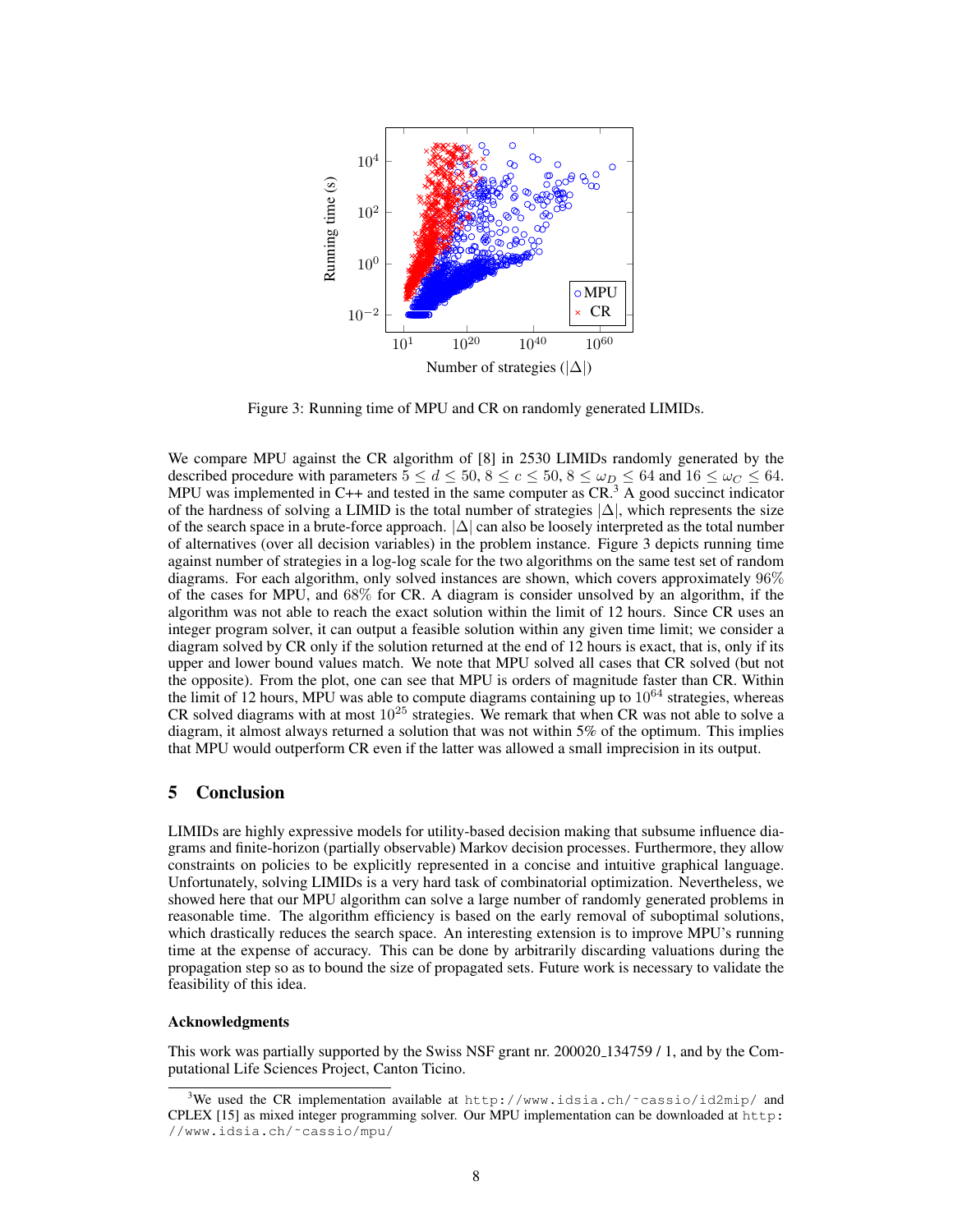Figure 3: Running time of MPU and CR on randomly generated LIMIDs.

We compare MPU against the CR algorithm of [8] in 2530 LIMIDs randomly generated by the described procedure with parameters $5 \leq d \leq 50$, $8 \leq c \leq 50$, $8 \leq \omega_D \leq 64$ and $16 \leq \omega_C \leq 64$. MPU was implemented in C++ and tested in the same computer as CR.[3] A good succinct indicator of the hardness of solving a LIMID is the total number of strategies $|\Delta|$, which represents the size of the search space in a brute-force approach. $|\Delta|$ can also be loosely interpreted as the total number of alternatives (over all decision variables) in the problem instance. Figure 3 depicts running time against number of strategies in a log-log scale for the two algorithms on the same test set of random diagrams. For each algorithm, only solved instances are shown, which covers approximately 96% of the cases for MPU, and 68% for CR. A diagram is consider unsolved by an algorithm, if the algorithm was not able to reach the exact solution within the limit of 12 hours. Since CR uses an integer program solver, it can output a feasible solution within any given time limit; we consider a diagram solved by CR only if the solution returned at the end of 12 hours is exact, that is, only if its upper and lower bound values match. We note that MPU solved all cases that CR solved (but not the opposite). From the plot, one can see that MPU is orders of magnitude faster than CR. Within the limit of 12 hours, MPU was able to compute diagrams containing up to $10^{64}$ strategies, whereas CR solved diagrams with at most $10^{25}$ strategies. We remark that when CR was not able to solve a diagram, it almost always returned a solution that was not within 5% of the optimum. This implies that MPU would outperform CR even if the latter was allowed a small imprecision in its output.

## 5 Conclusion

LIMIDs are highly expressive models for utility-based decision making that subsume influence diagrams and finite-horizon (partially observable) Markov decision processes. Furthermore, they allow constraints on policies to be explicitly represented in a concise and intuitive graphical language. Unfortunately, solving LIMIDs is a very hard task of combinatorial optimization. Nevertheless, we showed here that our MPU algorithm can solve a large number of randomly generated problems in reasonable time. The algorithm efficiency is based on the early removal of suboptimal solutions, which drastically reduces the search space. An interesting extension is to improve MPU's running time at the expense of accuracy. This can be done by arbitrarily discarding valuations during the propagation step so as to bound the size of propagated sets. Future work is necessary to validate the feasibility of this idea.

### Acknowledgments

This work was partially supported by the Swiss NSF grant nr. 200020_134759 / 1, and by the Computational Life Sciences Project, Canton Ticino.

[3] We used the CR implementation available at http://www.idsia.ch/~cassio/id2mip/ and CPLEX [15] as mixed integer programming solver. Our MPU implementation can be downloaded at http://www.idsia.ch/~cassio/mpu/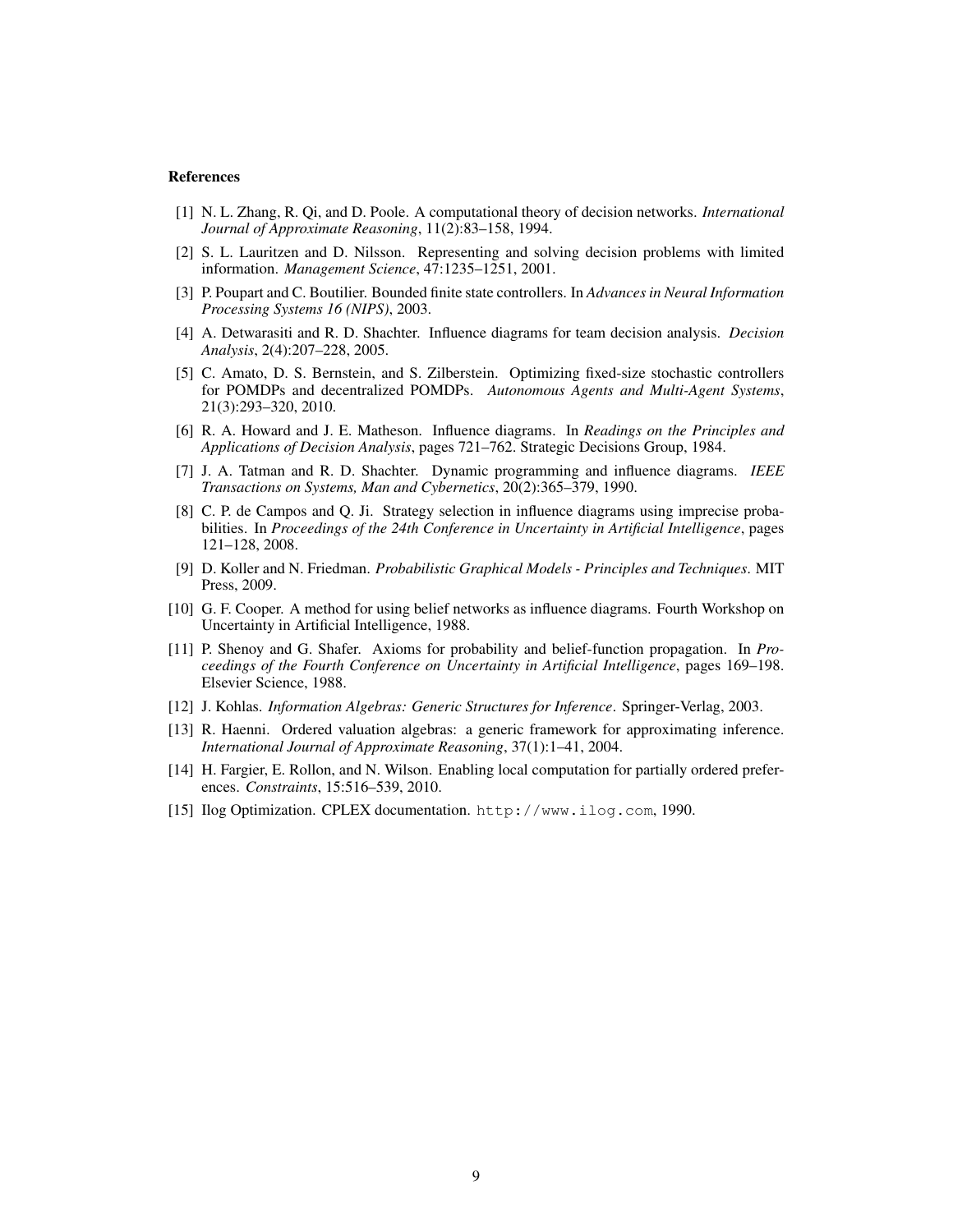## References

[1] N. L. Zhang, R. Qi, and D. Poole. A computational theory of decision networks. *International Journal of Approximate Reasoning*, 11(2):83–158, 1994.

[2] S. L. Lauritzen and D. Nilsson. Representing and solving decision problems with limited information. *Management Science*, 47:1235–1251, 2001.

[3] P. Poupart and C. Boutilier. Bounded finite state controllers. In *Advances in Neural Information Processing Systems 16 (NIPS)*, 2003.

[4] A. Detwarasiti and R. D. Shachter. Influence diagrams for team decision analysis. *Decision Analysis*, 2(4):207–228, 2005.

[5] C. Amato, D. S. Bernstein, and S. Zilberstein. Optimizing fixed-size stochastic controllers for POMDPs and decentralized POMDPs. *Autonomous Agents and Multi-Agent Systems*, 21(3):293–320, 2010.

[6] R. A. Howard and J. E. Matheson. Influence diagrams. In *Readings on the Principles and Applications of Decision Analysis*, pages 721–762. Strategic Decisions Group, 1984.

[7] J. A. Tatman and R. D. Shachter. Dynamic programming and influence diagrams. *IEEE Transactions on Systems, Man and Cybernetics*, 20(2):365–379, 1990.

[8] C. P. de Campos and Q. Ji. Strategy selection in influence diagrams using imprecise probabilities. In *Proceedings of the 24th Conference in Uncertainty in Artificial Intelligence*, pages 121–128, 2008.

[9] D. Koller and N. Friedman. *Probabilistic Graphical Models - Principles and Techniques*. MIT Press, 2009.

[10] G. F. Cooper. A method for using belief networks as influence diagrams. Fourth Workshop on Uncertainty in Artificial Intelligence, 1988.

[11] P. Shenoy and G. Shafer. Axioms for probability and belief-function propagation. In *Proceedings of the Fourth Conference on Uncertainty in Artificial Intelligence*, pages 169–198. Elsevier Science, 1988.

[12] J. Kohlas. *Information Algebras: Generic Structures for Inference*. Springer-Verlag, 2003.

[13] R. Haenni. Ordered valuation algebras: a generic framework for approximating inference. *International Journal of Approximate Reasoning*, 37(1):1–41, 2004.

[14] H. Fargier, E. Rollon, and N. Wilson. Enabling local computation for partially ordered preferences. *Constraints*, 15:516–539, 2010.

[15] Ilog Optimization. CPLEX documentation. `http://www.ilog.com`, 1990.